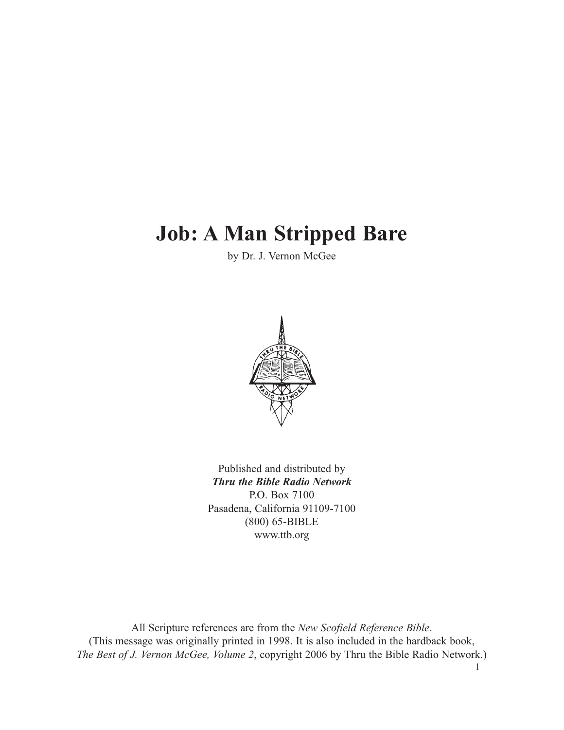# Job: A Man Stripped Bare

by Dr. J. Vernon McGee

Published and distributed by
***Thru the Bible Radio Network***
P.O. Box 7100
Pasadena, California 91109-7100
(800) 65-BIBLE
www.ttb.org

All Scripture references are from the *New Scofield Reference Bible*.
(This message was originally printed in 1998. It is also included in the hardback book, *The Best of J. Vernon McGee, Volume 2*, copyright 2006 by Thru the Bible Radio Network.)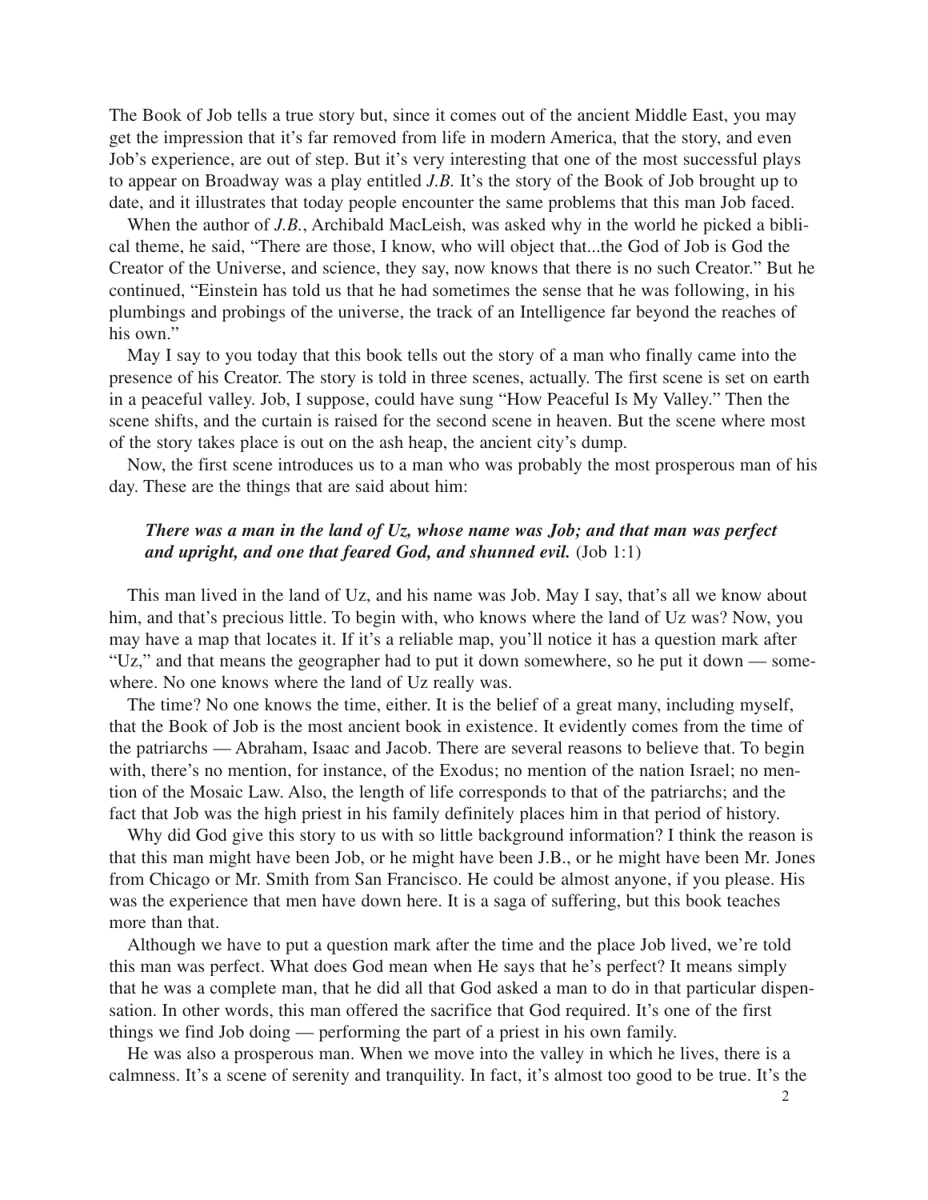The Book of Job tells a true story but, since it comes out of the ancient Middle East, you may get the impression that it's far removed from life in modern America, that the story, and even Job's experience, are out of step. But it's very interesting that one of the most successful plays to appear on Broadway was a play entitled *J.B.* It's the story of the Book of Job brought up to date, and it illustrates that today people encounter the same problems that this man Job faced.

When the author of *J.B.*, Archibald MacLeish, was asked why in the world he picked a biblical theme, he said, "There are those, I know, who will object that...the God of Job is God the Creator of the Universe, and science, they say, now knows that there is no such Creator." But he continued, "Einstein has told us that he had sometimes the sense that he was following, in his plumbings and probings of the universe, the track of an Intelligence far beyond the reaches of his own."

May I say to you today that this book tells out the story of a man who finally came into the presence of his Creator. The story is told in three scenes, actually. The first scene is set on earth in a peaceful valley. Job, I suppose, could have sung "How Peaceful Is My Valley." Then the scene shifts, and the curtain is raised for the second scene in heaven. But the scene where most of the story takes place is out on the ash heap, the ancient city's dump.

Now, the first scene introduces us to a man who was probably the most prosperous man of his day. These are the things that are said about him:

> ***There was a man in the land of Uz, whose name was Job; and that man was perfect and upright, and one that feared God, and shunned evil.*** (Job 1:1)

This man lived in the land of Uz, and his name was Job. May I say, that's all we know about him, and that's precious little. To begin with, who knows where the land of Uz was? Now, you may have a map that locates it. If it's a reliable map, you'll notice it has a question mark after "Uz," and that means the geographer had to put it down somewhere, so he put it down — somewhere. No one knows where the land of Uz really was.

The time? No one knows the time, either. It is the belief of a great many, including myself, that the Book of Job is the most ancient book in existence. It evidently comes from the time of the patriarchs — Abraham, Isaac and Jacob. There are several reasons to believe that. To begin with, there's no mention, for instance, of the Exodus; no mention of the nation Israel; no mention of the Mosaic Law. Also, the length of life corresponds to that of the patriarchs; and the fact that Job was the high priest in his family definitely places him in that period of history.

Why did God give this story to us with so little background information? I think the reason is that this man might have been Job, or he might have been J.B., or he might have been Mr. Jones from Chicago or Mr. Smith from San Francisco. He could be almost anyone, if you please. His was the experience that men have down here. It is a saga of suffering, but this book teaches more than that.

Although we have to put a question mark after the time and the place Job lived, we're told this man was perfect. What does God mean when He says that he's perfect? It means simply that he was a complete man, that he did all that God asked a man to do in that particular dispensation. In other words, this man offered the sacrifice that God required. It's one of the first things we find Job doing — performing the part of a priest in his own family.

He was also a prosperous man. When we move into the valley in which he lives, there is a calmness. It's a scene of serenity and tranquility. In fact, it's almost too good to be true. It's the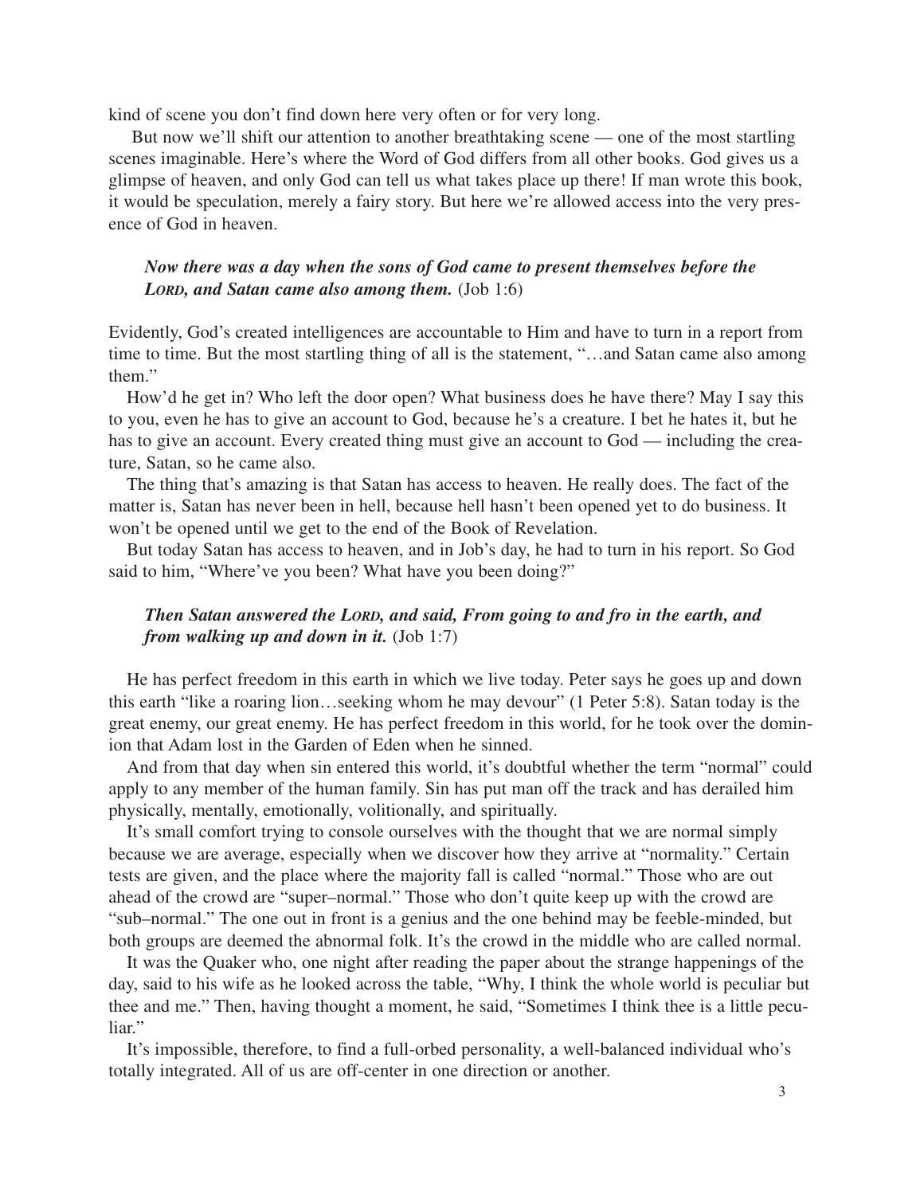kind of scene you don't find down here very often or for very long.

But now we'll shift our attention to another breathtaking scene — one of the most startling scenes imaginable. Here's where the Word of God differs from all other books. God gives us a glimpse of heaven, and only God can tell us what takes place up there! If man wrote this book, it would be speculation, merely a fairy story. But here we're allowed access into the very presence of God in heaven.

> ***Now there was a day when the sons of God came to present themselves before the LORD, and Satan came also among them.*** (Job 1:6)

Evidently, God's created intelligences are accountable to Him and have to turn in a report from time to time. But the most startling thing of all is the statement, "…and Satan came also among them."

How'd he get in? Who left the door open? What business does he have there? May I say this to you, even he has to give an account to God, because he's a creature. I bet he hates it, but he has to give an account. Every created thing must give an account to God — including the creature, Satan, so he came also.

The thing that's amazing is that Satan has access to heaven. He really does. The fact of the matter is, Satan has never been in hell, because hell hasn't been opened yet to do business. It won't be opened until we get to the end of the Book of Revelation.

But today Satan has access to heaven, and in Job's day, he had to turn in his report. So God said to him, "Where've you been? What have you been doing?"

> ***Then Satan answered the LORD, and said, From going to and fro in the earth, and from walking up and down in it.*** (Job 1:7)

He has perfect freedom in this earth in which we live today. Peter says he goes up and down this earth "like a roaring lion…seeking whom he may devour" (1 Peter 5:8). Satan today is the great enemy, our great enemy. He has perfect freedom in this world, for he took over the dominion that Adam lost in the Garden of Eden when he sinned.

And from that day when sin entered this world, it's doubtful whether the term "normal" could apply to any member of the human family. Sin has put man off the track and has derailed him physically, mentally, emotionally, volitionally, and spiritually.

It's small comfort trying to console ourselves with the thought that we are normal simply because we are average, especially when we discover how they arrive at "normality." Certain tests are given, and the place where the majority fall is called "normal." Those who are out ahead of the crowd are "super–normal." Those who don't quite keep up with the crowd are "sub–normal." The one out in front is a genius and the one behind may be feeble-minded, but both groups are deemed the abnormal folk. It's the crowd in the middle who are called normal.

It was the Quaker who, one night after reading the paper about the strange happenings of the day, said to his wife as he looked across the table, "Why, I think the whole world is peculiar but thee and me." Then, having thought a moment, he said, "Sometimes I think thee is a little peculiar."

It's impossible, therefore, to find a full-orbed personality, a well-balanced individual who's totally integrated. All of us are off-center in one direction or another.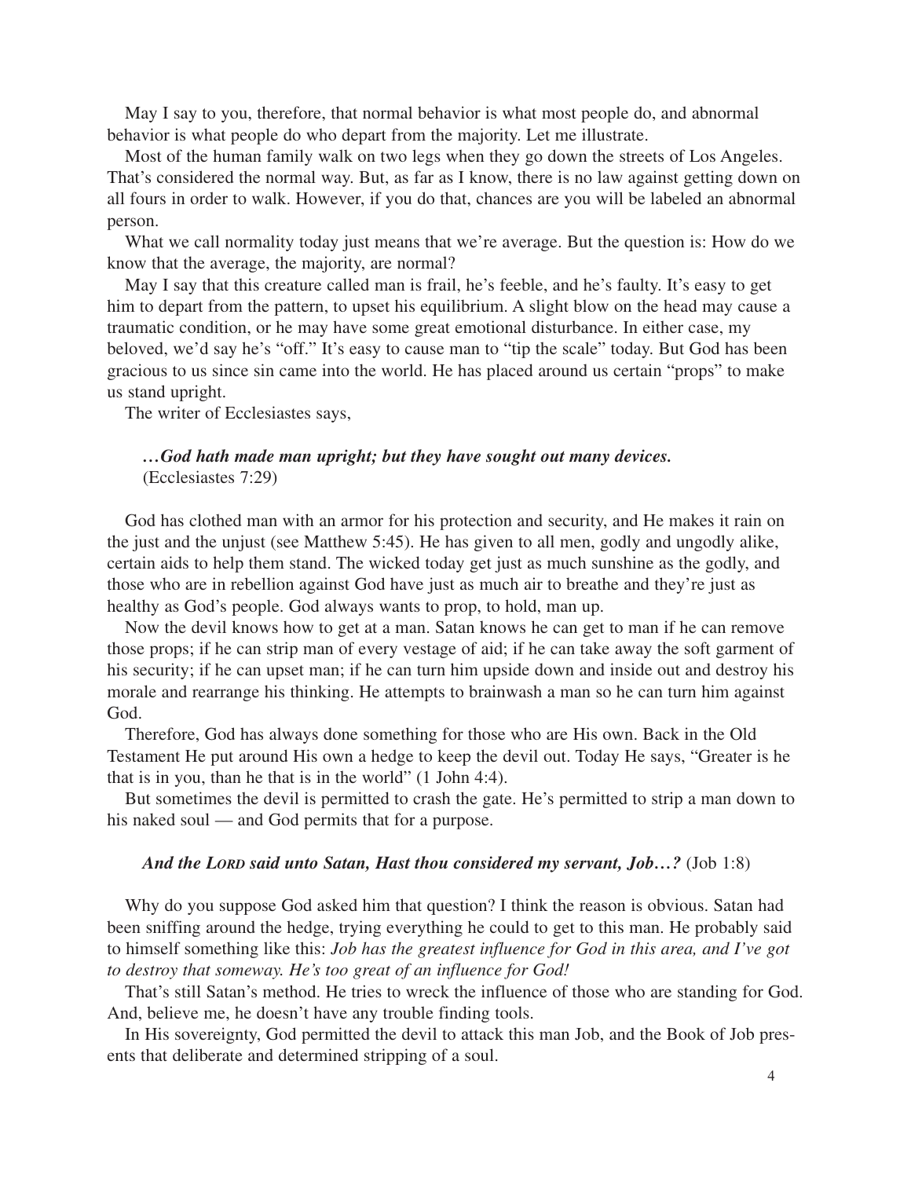May I say to you, therefore, that normal behavior is what most people do, and abnormal behavior is what people do who depart from the majority. Let me illustrate.

Most of the human family walk on two legs when they go down the streets of Los Angeles. That's considered the normal way. But, as far as I know, there is no law against getting down on all fours in order to walk. However, if you do that, chances are you will be labeled an abnormal person.

What we call normality today just means that we're average. But the question is: How do we know that the average, the majority, are normal?

May I say that this creature called man is frail, he's feeble, and he's faulty. It's easy to get him to depart from the pattern, to upset his equilibrium. A slight blow on the head may cause a traumatic condition, or he may have some great emotional disturbance. In either case, my beloved, we'd say he's "off." It's easy to cause man to "tip the scale" today. But God has been gracious to us since sin came into the world. He has placed around us certain "props" to make us stand upright.

The writer of Ecclesiastes says,

> ***…God hath made man upright; but they have sought out many devices.***
> (Ecclesiastes 7:29)

God has clothed man with an armor for his protection and security, and He makes it rain on the just and the unjust (see Matthew 5:45). He has given to all men, godly and ungodly alike, certain aids to help them stand. The wicked today get just as much sunshine as the godly, and those who are in rebellion against God have just as much air to breathe and they're just as healthy as God's people. God always wants to prop, to hold, man up.

Now the devil knows how to get at a man. Satan knows he can get to man if he can remove those props; if he can strip man of every vestage of aid; if he can take away the soft garment of his security; if he can upset man; if he can turn him upside down and inside out and destroy his morale and rearrange his thinking. He attempts to brainwash a man so he can turn him against God.

Therefore, God has always done something for those who are His own. Back in the Old Testament He put around His own a hedge to keep the devil out. Today He says, "Greater is he that is in you, than he that is in the world" (1 John 4:4).

But sometimes the devil is permitted to crash the gate. He's permitted to strip a man down to his naked soul — and God permits that for a purpose.

> ***And the LORD said unto Satan, Hast thou considered my servant, Job…?*** (Job 1:8)

Why do you suppose God asked him that question? I think the reason is obvious. Satan had been sniffing around the hedge, trying everything he could to get to this man. He probably said to himself something like this: *Job has the greatest influence for God in this area, and I've got to destroy that someway. He's too great of an influence for God!*

That's still Satan's method. He tries to wreck the influence of those who are standing for God. And, believe me, he doesn't have any trouble finding tools.

In His sovereignty, God permitted the devil to attack this man Job, and the Book of Job presents that deliberate and determined stripping of a soul.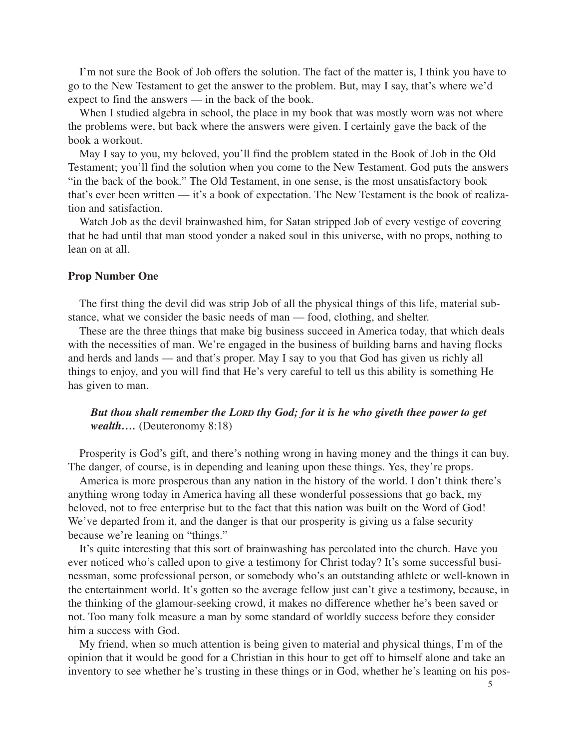I'm not sure the Book of Job offers the solution. The fact of the matter is, I think you have to go to the New Testament to get the answer to the problem. But, may I say, that's where we'd expect to find the answers — in the back of the book.

When I studied algebra in school, the place in my book that was mostly worn was not where the problems were, but back where the answers were given. I certainly gave the back of the book a workout.

May I say to you, my beloved, you'll find the problem stated in the Book of Job in the Old Testament; you'll find the solution when you come to the New Testament. God puts the answers "in the back of the book." The Old Testament, in one sense, is the most unsatisfactory book that's ever been written — it's a book of expectation. The New Testament is the book of realization and satisfaction.

Watch Job as the devil brainwashed him, for Satan stripped Job of every vestige of covering that he had until that man stood yonder a naked soul in this universe, with no props, nothing to lean on at all.

**Prop Number One**

The first thing the devil did was strip Job of all the physical things of this life, material substance, what we consider the basic needs of man — food, clothing, and shelter.

These are the three things that make big business succeed in America today, that which deals with the necessities of man. We're engaged in the business of building barns and having flocks and herds and lands — and that's proper. May I say to you that God has given us richly all things to enjoy, and you will find that He's very careful to tell us this ability is something He has given to man.

> ***But thou shalt remember the LORD thy God; for it is he who giveth thee power to get wealth….*** (Deuteronomy 8:18)

Prosperity is God's gift, and there's nothing wrong in having money and the things it can buy. The danger, of course, is in depending and leaning upon these things. Yes, they're props.

America is more prosperous than any nation in the history of the world. I don't think there's anything wrong today in America having all these wonderful possessions that go back, my beloved, not to free enterprise but to the fact that this nation was built on the Word of God! We've departed from it, and the danger is that our prosperity is giving us a false security because we're leaning on "things."

It's quite interesting that this sort of brainwashing has percolated into the church. Have you ever noticed who's called upon to give a testimony for Christ today? It's some successful businessman, some professional person, or somebody who's an outstanding athlete or well-known in the entertainment world. It's gotten so the average fellow just can't give a testimony, because, in the thinking of the glamour-seeking crowd, it makes no difference whether he's been saved or not. Too many folk measure a man by some standard of worldly success before they consider him a success with God.

My friend, when so much attention is being given to material and physical things, I'm of the opinion that it would be good for a Christian in this hour to get off to himself alone and take an inventory to see whether he's trusting in these things or in God, whether he's leaning on his pos-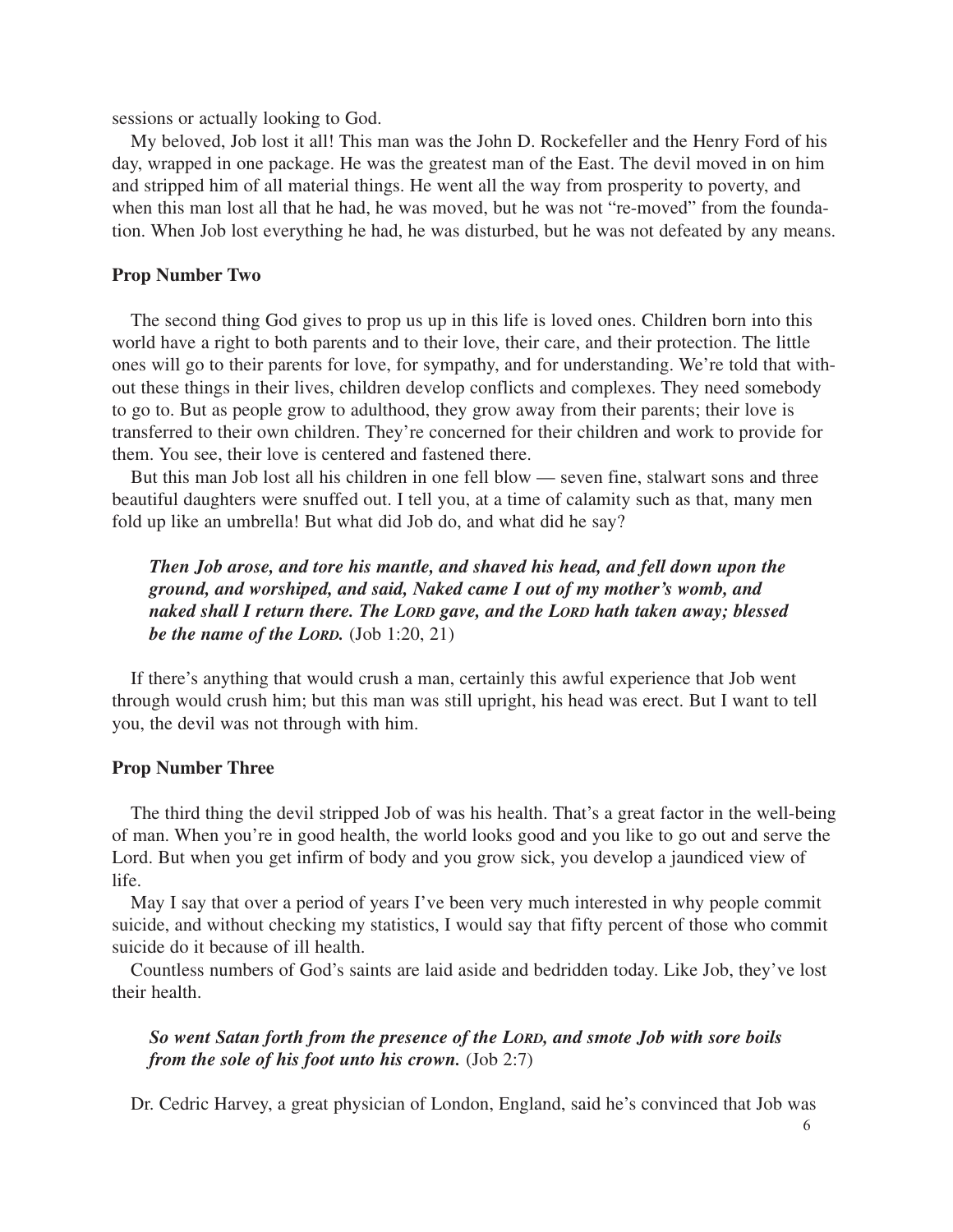sessions or actually looking to God.

My beloved, Job lost it all! This man was the John D. Rockefeller and the Henry Ford of his day, wrapped in one package. He was the greatest man of the East. The devil moved in on him and stripped him of all material things. He went all the way from prosperity to poverty, and when this man lost all that he had, he was moved, but he was not "re-moved" from the foundation. When Job lost everything he had, he was disturbed, but he was not defeated by any means.

### Prop Number Two

The second thing God gives to prop us up in this life is loved ones. Children born into this world have a right to both parents and to their love, their care, and their protection. The little ones will go to their parents for love, for sympathy, and for understanding. We're told that without these things in their lives, children develop conflicts and complexes. They need somebody to go to. But as people grow to adulthood, they grow away from their parents; their love is transferred to their own children. They're concerned for their children and work to provide for them. You see, their love is centered and fastened there.

But this man Job lost all his children in one fell blow — seven fine, stalwart sons and three beautiful daughters were snuffed out. I tell you, at a time of calamity such as that, many men fold up like an umbrella! But what did Job do, and what did he say?

> ***Then Job arose, and tore his mantle, and shaved his head, and fell down upon the ground, and worshiped, and said, Naked came I out of my mother's womb, and naked shall I return there. The LORD gave, and the LORD hath taken away; blessed be the name of the LORD.*** (Job 1:20, 21)

If there's anything that would crush a man, certainly this awful experience that Job went through would crush him; but this man was still upright, his head was erect. But I want to tell you, the devil was not through with him.

### Prop Number Three

The third thing the devil stripped Job of was his health. That's a great factor in the well-being of man. When you're in good health, the world looks good and you like to go out and serve the Lord. But when you get infirm of body and you grow sick, you develop a jaundiced view of life.

May I say that over a period of years I've been very much interested in why people commit suicide, and without checking my statistics, I would say that fifty percent of those who commit suicide do it because of ill health.

Countless numbers of God's saints are laid aside and bedridden today. Like Job, they've lost their health.

> ***So went Satan forth from the presence of the LORD, and smote Job with sore boils from the sole of his foot unto his crown.*** (Job 2:7)

Dr. Cedric Harvey, a great physician of London, England, said he's convinced that Job was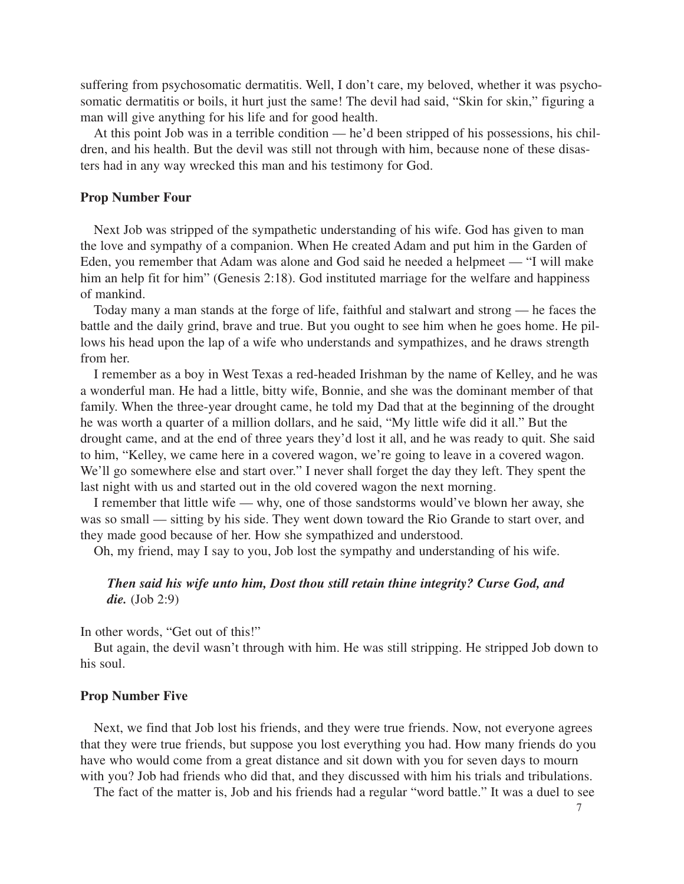suffering from psychosomatic dermatitis. Well, I don't care, my beloved, whether it was psychosomatic dermatitis or boils, it hurt just the same! The devil had said, "Skin for skin," figuring a man will give anything for his life and for good health.

At this point Job was in a terrible condition — he'd been stripped of his possessions, his children, and his health. But the devil was still not through with him, because none of these disasters had in any way wrecked this man and his testimony for God.

### Prop Number Four

Next Job was stripped of the sympathetic understanding of his wife. God has given to man the love and sympathy of a companion. When He created Adam and put him in the Garden of Eden, you remember that Adam was alone and God said he needed a helpmeet — "I will make him an help fit for him" (Genesis 2:18). God instituted marriage for the welfare and happiness of mankind.

Today many a man stands at the forge of life, faithful and stalwart and strong — he faces the battle and the daily grind, brave and true. But you ought to see him when he goes home. He pillows his head upon the lap of a wife who understands and sympathizes, and he draws strength from her.

I remember as a boy in West Texas a red-headed Irishman by the name of Kelley, and he was a wonderful man. He had a little, bitty wife, Bonnie, and she was the dominant member of that family. When the three-year drought came, he told my Dad that at the beginning of the drought he was worth a quarter of a million dollars, and he said, "My little wife did it all." But the drought came, and at the end of three years they'd lost it all, and he was ready to quit. She said to him, "Kelley, we came here in a covered wagon, we're going to leave in a covered wagon. We'll go somewhere else and start over." I never shall forget the day they left. They spent the last night with us and started out in the old covered wagon the next morning.

I remember that little wife — why, one of those sandstorms would've blown her away, she was so small — sitting by his side. They went down toward the Rio Grande to start over, and they made good because of her. How she sympathized and understood.

Oh, my friend, may I say to you, Job lost the sympathy and understanding of his wife.

> ***Then said his wife unto him, Dost thou still retain thine integrity? Curse God, and die.*** (Job 2:9)

In other words, "Get out of this!"

But again, the devil wasn't through with him. He was still stripping. He stripped Job down to his soul.

### Prop Number Five

Next, we find that Job lost his friends, and they were true friends. Now, not everyone agrees that they were true friends, but suppose you lost everything you had. How many friends do you have who would come from a great distance and sit down with you for seven days to mourn with you? Job had friends who did that, and they discussed with him his trials and tribulations.

The fact of the matter is, Job and his friends had a regular "word battle." It was a duel to see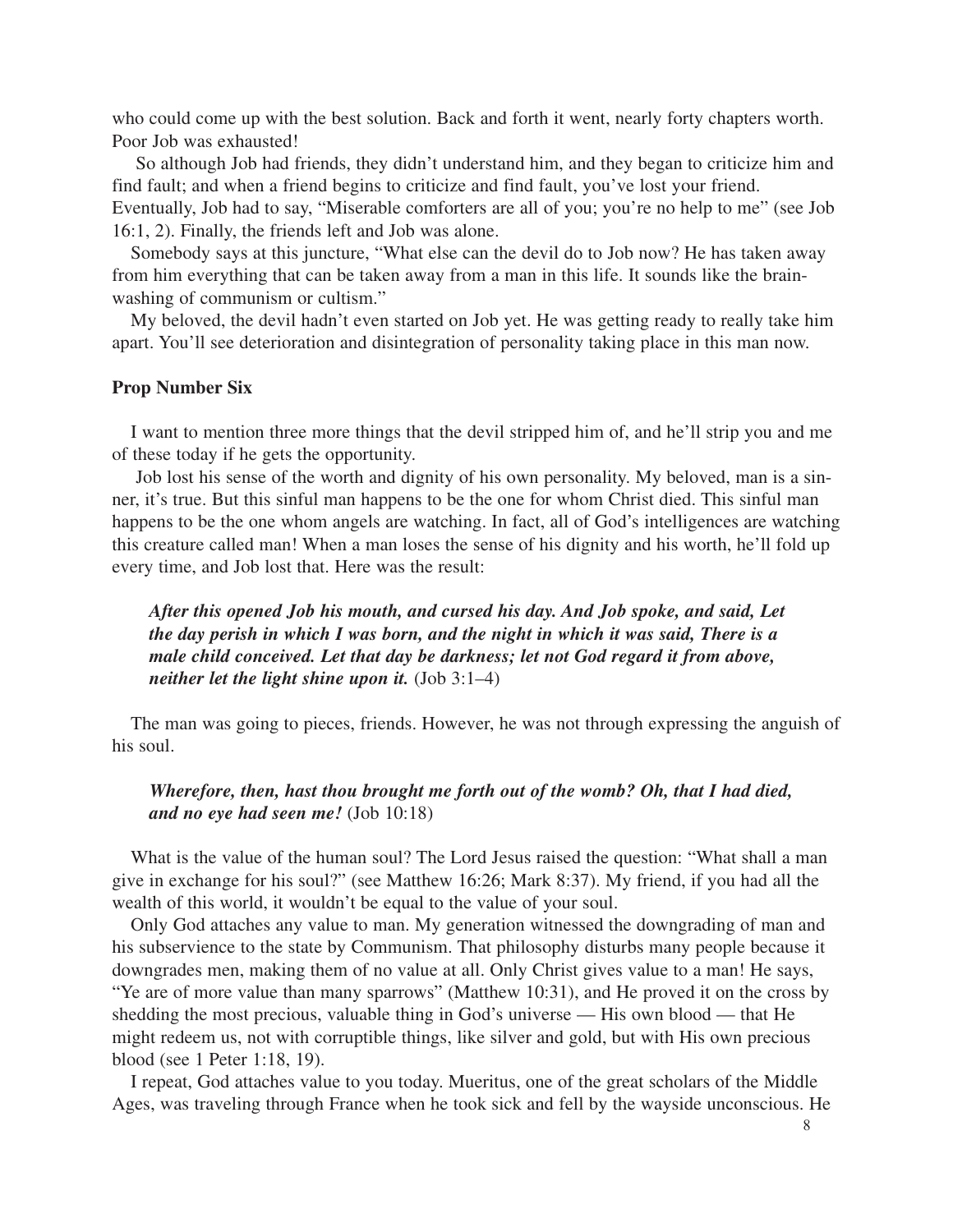who could come up with the best solution. Back and forth it went, nearly forty chapters worth. Poor Job was exhausted!

So although Job had friends, they didn't understand him, and they began to criticize him and find fault; and when a friend begins to criticize and find fault, you've lost your friend. Eventually, Job had to say, "Miserable comforters are all of you; you're no help to me" (see Job 16:1, 2). Finally, the friends left and Job was alone.

Somebody says at this juncture, "What else can the devil do to Job now? He has taken away from him everything that can be taken away from a man in this life. It sounds like the brainwashing of communism or cultism."

My beloved, the devil hadn't even started on Job yet. He was getting ready to really take him apart. You'll see deterioration and disintegration of personality taking place in this man now.

**Prop Number Six**

I want to mention three more things that the devil stripped him of, and he'll strip you and me of these today if he gets the opportunity.

Job lost his sense of the worth and dignity of his own personality. My beloved, man is a sinner, it's true. But this sinful man happens to be the one for whom Christ died. This sinful man happens to be the one whom angels are watching. In fact, all of God's intelligences are watching this creature called man! When a man loses the sense of his dignity and his worth, he'll fold up every time, and Job lost that. Here was the result:

> ***After this opened Job his mouth, and cursed his day. And Job spoke, and said, Let the day perish in which I was born, and the night in which it was said, There is a male child conceived. Let that day be darkness; let not God regard it from above, neither let the light shine upon it.*** (Job 3:1–4)

The man was going to pieces, friends. However, he was not through expressing the anguish of his soul.

> ***Wherefore, then, hast thou brought me forth out of the womb? Oh, that I had died, and no eye had seen me!*** (Job 10:18)

What is the value of the human soul? The Lord Jesus raised the question: "What shall a man give in exchange for his soul?" (see Matthew 16:26; Mark 8:37). My friend, if you had all the wealth of this world, it wouldn't be equal to the value of your soul.

Only God attaches any value to man. My generation witnessed the downgrading of man and his subservience to the state by Communism. That philosophy disturbs many people because it downgrades men, making them of no value at all. Only Christ gives value to a man! He says, "Ye are of more value than many sparrows" (Matthew 10:31), and He proved it on the cross by shedding the most precious, valuable thing in God's universe — His own blood — that He might redeem us, not with corruptible things, like silver and gold, but with His own precious blood (see 1 Peter 1:18, 19).

I repeat, God attaches value to you today. Mueritus, one of the great scholars of the Middle Ages, was traveling through France when he took sick and fell by the wayside unconscious. He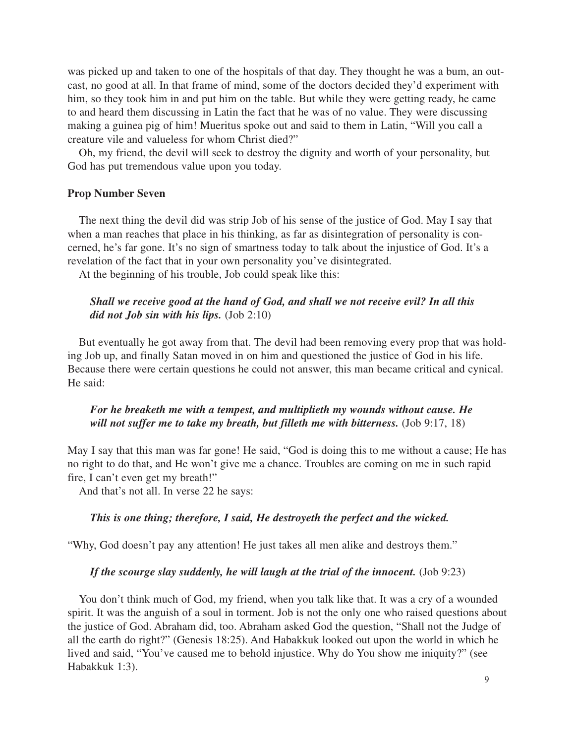was picked up and taken to one of the hospitals of that day. They thought he was a bum, an outcast, no good at all. In that frame of mind, some of the doctors decided they'd experiment with him, so they took him in and put him on the table. But while they were getting ready, he came to and heard them discussing in Latin the fact that he was of no value. They were discussing making a guinea pig of him! Mueritus spoke out and said to them in Latin, "Will you call a creature vile and valueless for whom Christ died?"

Oh, my friend, the devil will seek to destroy the dignity and worth of your personality, but God has put tremendous value upon you today.

**Prop Number Seven**

The next thing the devil did was strip Job of his sense of the justice of God. May I say that when a man reaches that place in his thinking, as far as disintegration of personality is concerned, he's far gone. It's no sign of smartness today to talk about the injustice of God. It's a revelation of the fact that in your own personality you've disintegrated.

At the beginning of his trouble, Job could speak like this:

> ***Shall we receive good at the hand of God, and shall we not receive evil? In all this did not Job sin with his lips.*** (Job 2:10)

But eventually he got away from that. The devil had been removing every prop that was holding Job up, and finally Satan moved in on him and questioned the justice of God in his life. Because there were certain questions he could not answer, this man became critical and cynical. He said:

> ***For he breaketh me with a tempest, and multiplieth my wounds without cause. He will not suffer me to take my breath, but filleth me with bitterness.*** (Job 9:17, 18)

May I say that this man was far gone! He said, "God is doing this to me without a cause; He has no right to do that, and He won't give me a chance. Troubles are coming on me in such rapid fire, I can't even get my breath!"

And that's not all. In verse 22 he says:

> ***This is one thing; therefore, I said, He destroyeth the perfect and the wicked.***

"Why, God doesn't pay any attention! He just takes all men alike and destroys them."

> ***If the scourge slay suddenly, he will laugh at the trial of the innocent.*** (Job 9:23)

You don't think much of God, my friend, when you talk like that. It was a cry of a wounded spirit. It was the anguish of a soul in torment. Job is not the only one who raised questions about the justice of God. Abraham did, too. Abraham asked God the question, "Shall not the Judge of all the earth do right?" (Genesis 18:25). And Habakkuk looked out upon the world in which he lived and said, "You've caused me to behold injustice. Why do You show me iniquity?" (see Habakkuk 1:3).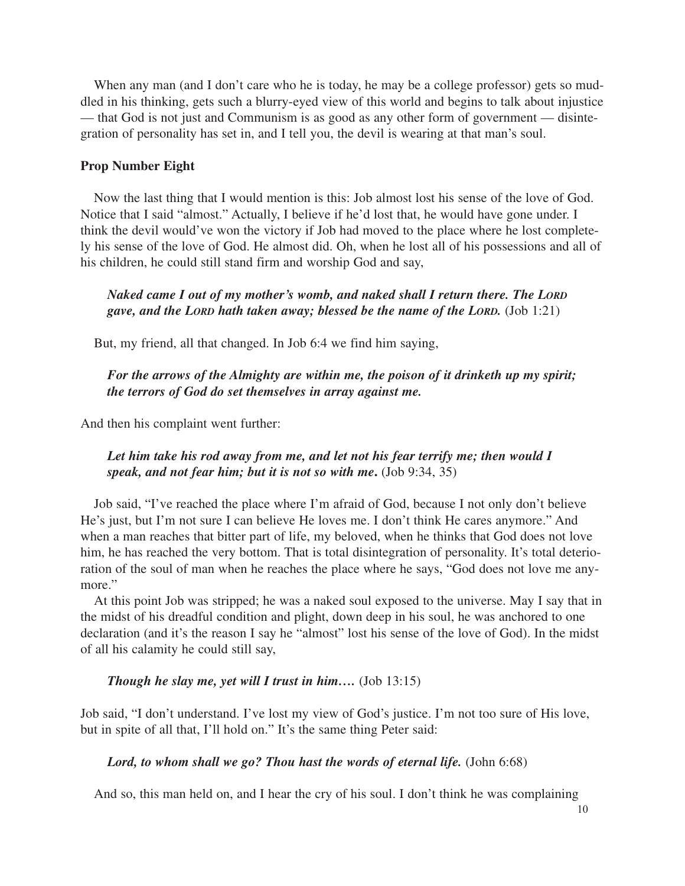When any man (and I don't care who he is today, he may be a college professor) gets so muddled in his thinking, gets such a blurry-eyed view of this world and begins to talk about injustice — that God is not just and Communism is as good as any other form of government — disintegration of personality has set in, and I tell you, the devil is wearing at that man's soul.

**Prop Number Eight**

Now the last thing that I would mention is this: Job almost lost his sense of the love of God. Notice that I said "almost." Actually, I believe if he'd lost that, he would have gone under. I think the devil would've won the victory if Job had moved to the place where he lost completely his sense of the love of God. He almost did. Oh, when he lost all of his possessions and all of his children, he could still stand firm and worship God and say,

> ***Naked came I out of my mother's womb, and naked shall I return there. The LORD gave, and the LORD hath taken away; blessed be the name of the LORD.*** (Job 1:21)

But, my friend, all that changed. In Job 6:4 we find him saying,

> ***For the arrows of the Almighty are within me, the poison of it drinketh up my spirit; the terrors of God do set themselves in array against me.***

And then his complaint went further:

> ***Let him take his rod away from me, and let not his fear terrify me; then would I speak, and not fear him; but it is not so with me.*** (Job 9:34, 35)

Job said, "I've reached the place where I'm afraid of God, because I not only don't believe He's just, but I'm not sure I can believe He loves me. I don't think He cares anymore." And when a man reaches that bitter part of life, my beloved, when he thinks that God does not love him, he has reached the very bottom. That is total disintegration of personality. It's total deterioration of the soul of man when he reaches the place where he says, "God does not love me anymore."

At this point Job was stripped; he was a naked soul exposed to the universe. May I say that in the midst of his dreadful condition and plight, down deep in his soul, he was anchored to one declaration (and it's the reason I say he "almost" lost his sense of the love of God). In the midst of all his calamity he could still say,

> ***Though he slay me, yet will I trust in him….*** (Job 13:15)

Job said, "I don't understand. I've lost my view of God's justice. I'm not too sure of His love, but in spite of all that, I'll hold on." It's the same thing Peter said:

> ***Lord, to whom shall we go? Thou hast the words of eternal life.*** (John 6:68)

And so, this man held on, and I hear the cry of his soul. I don't think he was complaining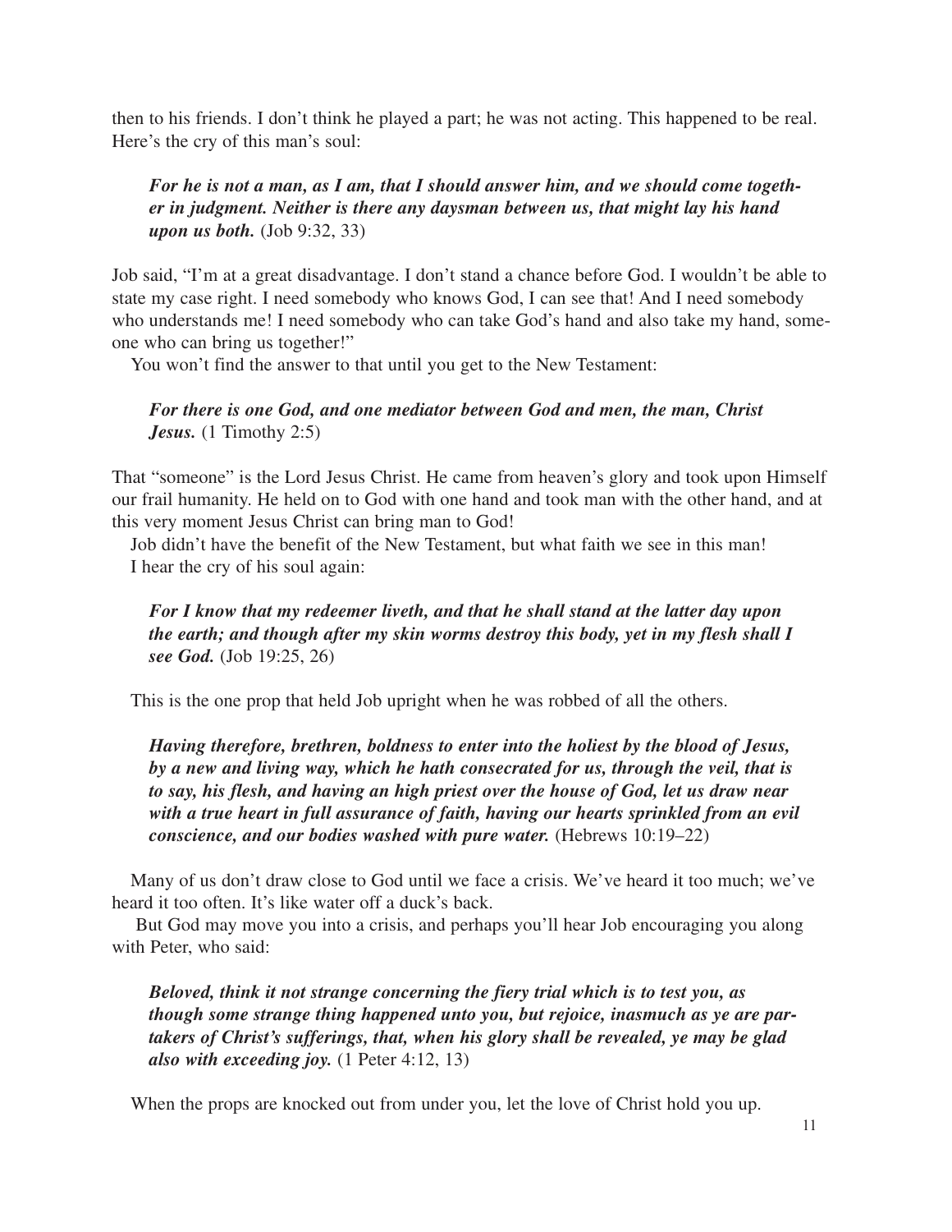then to his friends. I don't think he played a part; he was not acting. This happened to be real. Here's the cry of this man's soul:

> ***For he is not a man, as I am, that I should answer him, and we should come together in judgment. Neither is there any daysman between us, that might lay his hand upon us both.*** (Job 9:32, 33)

Job said, "I'm at a great disadvantage. I don't stand a chance before God. I wouldn't be able to state my case right. I need somebody who knows God, I can see that! And I need somebody who understands me! I need somebody who can take God's hand and also take my hand, someone who can bring us together!"

You won't find the answer to that until you get to the New Testament:

> ***For there is one God, and one mediator between God and men, the man, Christ Jesus.*** (1 Timothy 2:5)

That "someone" is the Lord Jesus Christ. He came from heaven's glory and took upon Himself our frail humanity. He held on to God with one hand and took man with the other hand, and at this very moment Jesus Christ can bring man to God!

Job didn't have the benefit of the New Testament, but what faith we see in this man!

I hear the cry of his soul again:

> ***For I know that my redeemer liveth, and that he shall stand at the latter day upon the earth; and though after my skin worms destroy this body, yet in my flesh shall I see God.*** (Job 19:25, 26)

This is the one prop that held Job upright when he was robbed of all the others.

> ***Having therefore, brethren, boldness to enter into the holiest by the blood of Jesus, by a new and living way, which he hath consecrated for us, through the veil, that is to say, his flesh, and having an high priest over the house of God, let us draw near with a true heart in full assurance of faith, having our hearts sprinkled from an evil conscience, and our bodies washed with pure water.*** (Hebrews 10:19–22)

Many of us don't draw close to God until we face a crisis. We've heard it too much; we've heard it too often. It's like water off a duck's back.

But God may move you into a crisis, and perhaps you'll hear Job encouraging you along with Peter, who said:

> ***Beloved, think it not strange concerning the fiery trial which is to test you, as though some strange thing happened unto you, but rejoice, inasmuch as ye are partakers of Christ's sufferings, that, when his glory shall be revealed, ye may be glad also with exceeding joy.*** (1 Peter 4:12, 13)

When the props are knocked out from under you, let the love of Christ hold you up.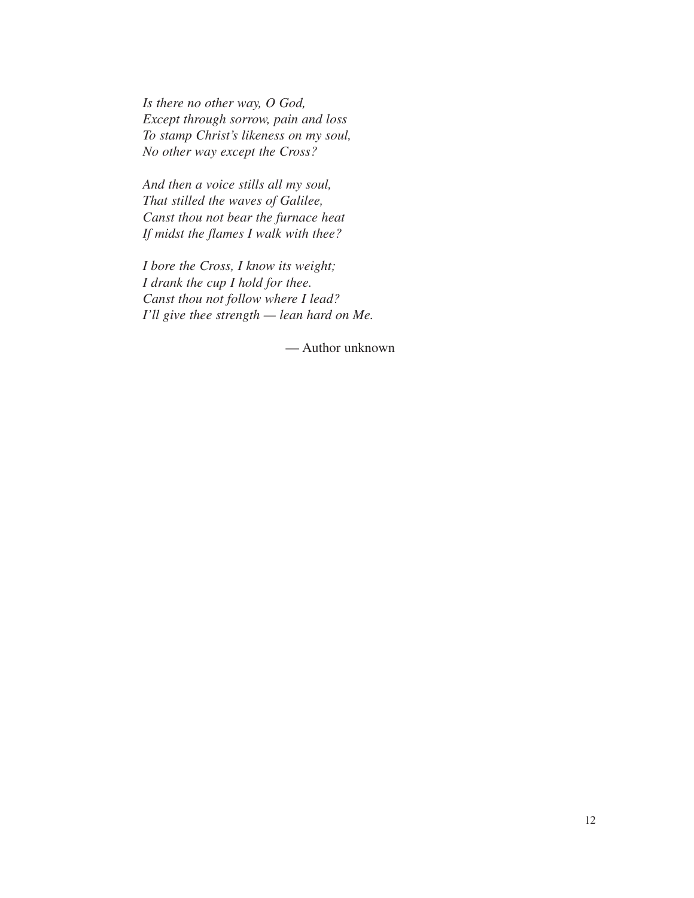*Is there no other way, O God,*
*Except through sorrow, pain and loss*
*To stamp Christ's likeness on my soul,*
*No other way except the Cross?*

*And then a voice stills all my soul,*
*That stilled the waves of Galilee,*
*Canst thou not bear the furnace heat*
*If midst the flames I walk with thee?*

*I bore the Cross, I know its weight;*
*I drank the cup I hold for thee.*
*Canst thou not follow where I lead?*
*I'll give thee strength — lean hard on Me.*

— Author unknown